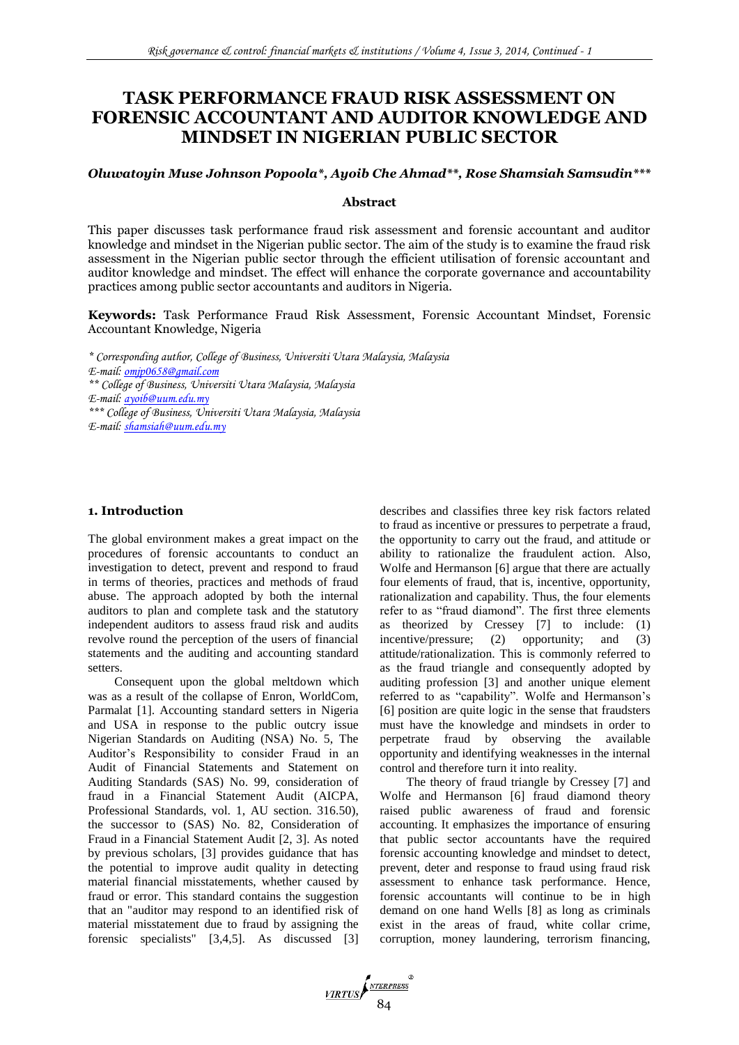# TASK PERFORMANCE FRAUD RISK ASSESSMENT ON FORENSIC ACCOUNTANT AND AUDITOR KNOWLEDGE AND MINDSET IN NIGERIAN PUBLIC SECTOR

***Oluwatoyin Muse Johnson Popoola\*, Ayoib Che Ahmad\*\*, Rose Shamsiah Samsudin\*\*\****

### Abstract

This paper discusses task performance fraud risk assessment and forensic accountant and auditor knowledge and mindset in the Nigerian public sector. The aim of the study is to examine the fraud risk assessment in the Nigerian public sector through the efficient utilisation of forensic accountant and auditor knowledge and mindset. The effect will enhance the corporate governance and accountability practices among public sector accountants and auditors in Nigeria.

**Keywords:** Task Performance Fraud Risk Assessment, Forensic Accountant Mindset, Forensic Accountant Knowledge, Nigeria

*\* Corresponding author, College of Business, Universiti Utara Malaysia, Malaysia*
*E-mail: omjp0658@gmail.com*
*\*\* College of Business, Universiti Utara Malaysia, Malaysia*
*E-mail: ayoib@uum.edu.my*
*\*\*\* College of Business, Universiti Utara Malaysia, Malaysia*
*E-mail: shamsiah@uum.edu.my*

## 1. Introduction

The global environment makes a great impact on the procedures of forensic accountants to conduct an investigation to detect, prevent and respond to fraud in terms of theories, practices and methods of fraud abuse. The approach adopted by both the internal auditors to plan and complete task and the statutory independent auditors to assess fraud risk and audits revolve round the perception of the users of financial statements and the auditing and accounting standard setters.

Consequent upon the global meltdown which was as a result of the collapse of Enron, WorldCom, Parmalat [1]. Accounting standard setters in Nigeria and USA in response to the public outcry issue Nigerian Standards on Auditing (NSA) No. 5, The Auditor's Responsibility to consider Fraud in an Audit of Financial Statements and Statement on Auditing Standards (SAS) No. 99, consideration of fraud in a Financial Statement Audit (AICPA, Professional Standards, vol. 1, AU section. 316.50), the successor to (SAS) No. 82, Consideration of Fraud in a Financial Statement Audit [2, 3]. As noted by previous scholars, [3] provides guidance that has the potential to improve audit quality in detecting material financial misstatements, whether caused by fraud or error. This standard contains the suggestion that an "auditor may respond to an identified risk of material misstatement due to fraud by assigning the forensic specialists" [3,4,5]. As discussed [3] describes and classifies three key risk factors related to fraud as incentive or pressures to perpetrate a fraud, the opportunity to carry out the fraud, and attitude or ability to rationalize the fraudulent action. Also, Wolfe and Hermanson [6] argue that there are actually four elements of fraud, that is, incentive, opportunity, rationalization and capability. Thus, the four elements refer to as "fraud diamond". The first three elements as theorized by Cressey [7] to include: (1) incentive/pressure; (2) opportunity; and (3) attitude/rationalization. This is commonly referred to as the fraud triangle and consequently adopted by auditing profession [3] and another unique element referred to as "capability". Wolfe and Hermanson's [6] position are quite logic in the sense that fraudsters must have the knowledge and mindsets in order to perpetrate fraud by observing the available opportunity and identifying weaknesses in the internal control and therefore turn it into reality.

The theory of fraud triangle by Cressey [7] and Wolfe and Hermanson [6] fraud diamond theory raised public awareness of fraud and forensic accounting. It emphasizes the importance of ensuring that public sector accountants have the required forensic accounting knowledge and mindset to detect, prevent, deter and response to fraud using fraud risk assessment to enhance task performance. Hence, forensic accountants will continue to be in high demand on one hand Wells [8] as long as criminals exist in the areas of fraud, white collar crime, corruption, money laundering, terrorism financing,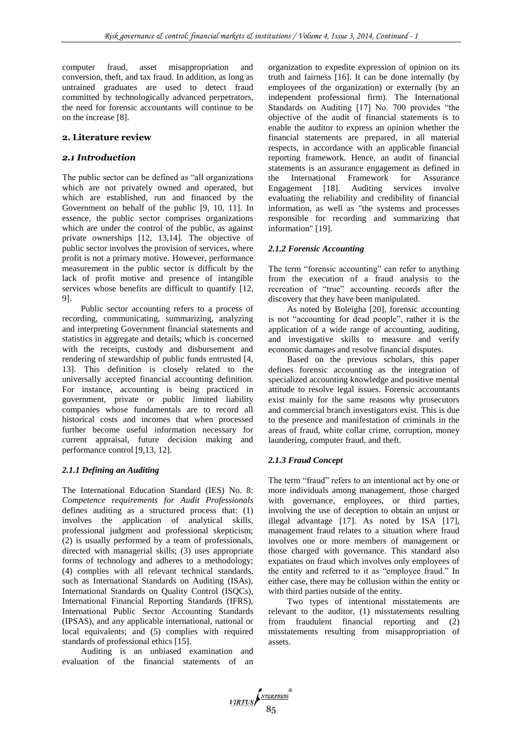computer fraud, asset misappropriation and conversion, theft, and tax fraud. In addition, as long as untrained graduates are used to detect fraud committed by technologically advanced perpetrators, the need for forensic accountants will continue to be on the increase [8].

## 2. Literature review

### 2.1 Introduction

The public sector can be defined as "all organizations which are not privately owned and operated, but which are established, run and financed by the Government on behalf of the public [9, 10, 11]. In essence, the public sector comprises organizations which are under the control of the public, as against private ownerships [12, 13,14]. The objective of public sector involves the provision of services, where profit is not a primary motive. However, performance measurement in the public sector is difficult by the lack of profit motive and presence of intangible services whose benefits are difficult to quantify [12, 9].

Public sector accounting refers to a process of recording, communicating, summarizing, analyzing and interpreting Government financial statements and statistics in aggregate and details; which is concerned with the receipts, custody and disbursement and rendering of stewardship of public funds entrusted [4, 13]. This definition is closely related to the universally accepted financial accounting definition. For instance, accounting is being practiced in government, private or public limited liability companies whose fundamentals are to record all historical costs and incomes that when processed further become useful information necessary for current appraisal, future decision making and performance control [9,13, 12].

#### *2.1.1 Defining an Auditing*

The International Education Standard (IES) No. 8: *Competence requirements for Audit Professionals* defines auditing as a structured process that: (1) involves the application of analytical skills, professional judgment and professional skepticism; (2) is usually performed by a team of professionals, directed with managerial skills; (3) uses appropriate forms of technology and adheres to a methodology; (4) complies with all relevant technical standards, such as International Standards on Auditing (ISAs), International Standards on Quality Control (ISQCs), International Financial Reporting Standards (IFRS), International Public Sector Accounting Standards (IPSAS), and any applicable international, national or local equivalents; and (5) complies with required standards of professional ethics [15].

Auditing is an unbiased examination and evaluation of the financial statements of an organization to expedite expression of opinion on its truth and fairness [16]. It can be done internally (by employees of the organization) or externally (by an independent professional firm). The International Standards on Auditing [17] No. 700 provides "the objective of the audit of financial statements is to enable the auditor to express an opinion whether the financial statements are prepared, in all material respects, in accordance with an applicable financial reporting framework. Hence, an audit of financial statements is an assurance engagement as defined in the International Framework for Assurance Engagement [18]. Auditing services involve evaluating the reliability and credibility of financial information, as well as "the systems and processes responsible for recording and summarizing that information" [19].

#### *2.1.2 Forensic Accounting*

The term "forensic accounting" can refer to anything from the execution of a fraud analysis to the recreation of "true" accounting records after the discovery that they have been manipulated.

As noted by Boleigha [20], forensic accounting is not "accounting for dead people", rather it is the application of a wide range of accounting, auditing, and investigative skills to measure and verify economic damages and resolve financial disputes.

Based on the previous scholars, this paper defines forensic accounting as the integration of specialized accounting knowledge and positive mental attitude to resolve legal issues. Forensic accountants exist mainly for the same reasons why prosecutors and commercial branch investigators exist. This is due to the presence and manifestation of criminals in the areas of fraud, white collar crime, corruption, money laundering, computer fraud, and theft.

#### *2.1.3 Fraud Concept*

The term "fraud" refers to an intentional act by one or more individuals among management, those charged with governance, employees, or third parties, involving the use of deception to obtain an unjust or illegal advantage [17]. As noted by ISA [17], management fraud relates to a situation where fraud involves one or more members of management or those charged with governance. This standard also expatiates on fraud which involves only employees of the entity and referred to it as "employee fraud." In either case, there may be collusion within the entity or with third parties outside of the entity.

Two types of intentional misstatements are relevant to the auditor, (1) misstatements resulting from fraudulent financial reporting and (2) misstatements resulting from misappropriation of assets.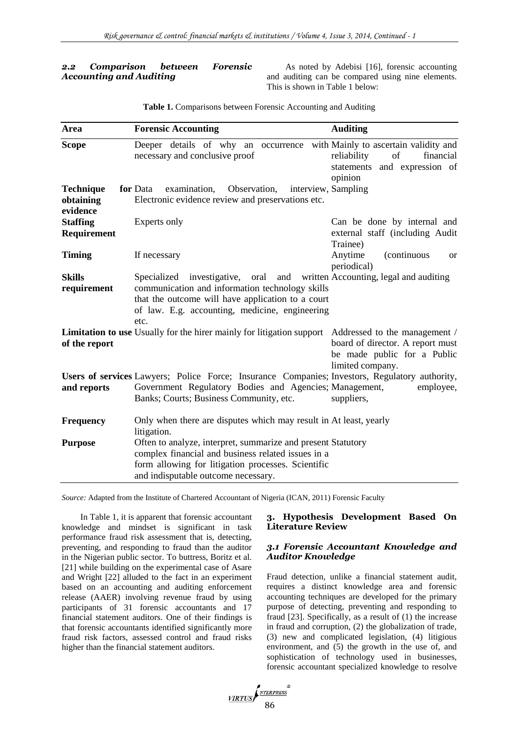### *2.2 Comparison between Forensic Accounting and Auditing*

As noted by Adebisi [16], forensic accounting and auditing can be compared using nine elements. This is shown in Table 1 below:

**Table 1.** Comparisons between Forensic Accounting and Auditing

| Area | Forensic Accounting | Auditing |
|---|---|---|
| **Scope** | Deeper details of why an occurrence with necessary and conclusive proof | Mainly to ascertain validity and reliability of financial statements and expression of opinion |
| **Technique for obtaining evidence** | Data examination, Observation, interview, Electronic evidence review and preservations etc. | Sampling |
| **Staffing Requirement** | Experts only | Can be done by internal and external staff (including Audit Trainee) |
| **Timing** | If necessary | Anytime (continuous or periodical) |
| **Skills requirement** | Specialized investigative, oral and written communication and information technology skills that the outcome will have application to a court of law. E.g. accounting, medicine, engineering etc. | Accounting, legal and auditing |
| **Limitation to use of the report** | Usually for the hirer mainly for litigation support | Addressed to the management / board of director. A report must be made public for a Public limited company. |
| **Users of services and reports** | Lawyers; Police Force; Insurance Companies; Government Regulatory Bodies and Agencies; Banks; Courts; Business Community, etc. | Investors, Regulatory authority, Management, employee, suppliers, |
| **Frequency** | Only when there are disputes which may result in litigation. | At least, yearly |
| **Purpose** | Often to analyze, interpret, summarize and present complex financial and business related issues in a form allowing for litigation processes. Scientific and indisputable outcome necessary. | Statutory |

*Source:* Adapted from the Institute of Chartered Accountant of Nigeria (ICAN, 2011) Forensic Faculty

In Table 1, it is apparent that forensic accountant knowledge and mindset is significant in task performance fraud risk assessment that is, detecting, preventing, and responding to fraud than the auditor in the Nigerian public sector. To buttress, Boritz et al. [21] while building on the experimental case of Asare and Wright [22] alluded to the fact in an experiment based on an accounting and auditing enforcement release (AAER) involving revenue fraud by using participants of 31 forensic accountants and 17 financial statement auditors. One of their findings is that forensic accountants identified significantly more fraud risk factors, assessed control and fraud risks higher than the financial statement auditors.

## 3. Hypothesis Development Based On Literature Review

### *3.1 Forensic Accountant Knowledge and Auditor Knowledge*

Fraud detection, unlike a financial statement audit, requires a distinct knowledge area and forensic accounting techniques are developed for the primary purpose of detecting, preventing and responding to fraud [23]. Specifically, as a result of (1) the increase in fraud and corruption, (2) the globalization of trade, (3) new and complicated legislation, (4) litigious environment, and (5) the growth in the use of, and sophistication of technology used in businesses, forensic accountant specialized knowledge to resolve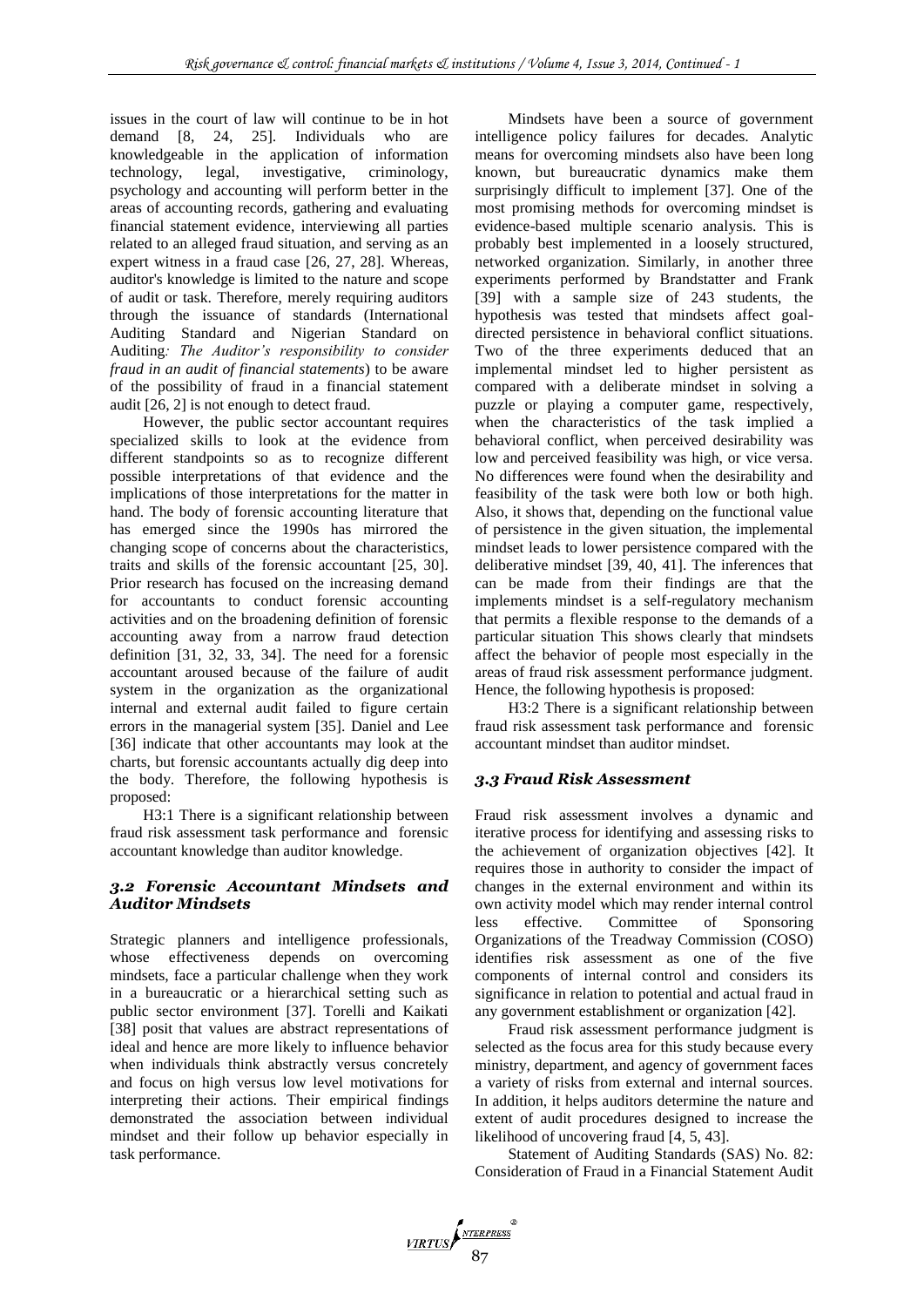issues in the court of law will continue to be in hot demand [8, 24, 25]. Individuals who are knowledgeable in the application of information technology, legal, investigative, criminology, psychology and accounting will perform better in the areas of accounting records, gathering and evaluating financial statement evidence, interviewing all parties related to an alleged fraud situation, and serving as an expert witness in a fraud case [26, 27, 28]. Whereas, auditor's knowledge is limited to the nature and scope of audit or task. Therefore, merely requiring auditors through the issuance of standards (International Auditing Standard and Nigerian Standard on Auditing*: The Auditor's responsibility to consider fraud in an audit of financial statements*) to be aware of the possibility of fraud in a financial statement audit [26, 2] is not enough to detect fraud.

However, the public sector accountant requires specialized skills to look at the evidence from different standpoints so as to recognize different possible interpretations of that evidence and the implications of those interpretations for the matter in hand. The body of forensic accounting literature that has emerged since the 1990s has mirrored the changing scope of concerns about the characteristics, traits and skills of the forensic accountant [25, 30]. Prior research has focused on the increasing demand for accountants to conduct forensic accounting activities and on the broadening definition of forensic accounting away from a narrow fraud detection definition [31, 32, 33, 34]. The need for a forensic accountant aroused because of the failure of audit system in the organization as the organizational internal and external audit failed to figure certain errors in the managerial system [35]. Daniel and Lee [36] indicate that other accountants may look at the charts, but forensic accountants actually dig deep into the body. Therefore, the following hypothesis is proposed:

H3:1 There is a significant relationship between fraud risk assessment task performance and forensic accountant knowledge than auditor knowledge.

### *3.2 Forensic Accountant Mindsets and Auditor Mindsets*

Strategic planners and intelligence professionals, whose effectiveness depends on overcoming mindsets, face a particular challenge when they work in a bureaucratic or a hierarchical setting such as public sector environment [37]. Torelli and Kaikati [38] posit that values are abstract representations of ideal and hence are more likely to influence behavior when individuals think abstractly versus concretely and focus on high versus low level motivations for interpreting their actions. Their empirical findings demonstrated the association between individual mindset and their follow up behavior especially in task performance.

Mindsets have been a source of government intelligence policy failures for decades. Analytic means for overcoming mindsets also have been long known, but bureaucratic dynamics make them surprisingly difficult to implement [37]. One of the most promising methods for overcoming mindset is evidence-based multiple scenario analysis. This is probably best implemented in a loosely structured, networked organization. Similarly, in another three experiments performed by Brandstatter and Frank [39] with a sample size of 243 students, the hypothesis was tested that mindsets affect goal-directed persistence in behavioral conflict situations. Two of the three experiments deduced that an implemental mindset led to higher persistent as compared with a deliberate mindset in solving a puzzle or playing a computer game, respectively, when the characteristics of the task implied a behavioral conflict, when perceived desirability was low and perceived feasibility was high, or vice versa. No differences were found when the desirability and feasibility of the task were both low or both high. Also, it shows that, depending on the functional value of persistence in the given situation, the implemental mindset leads to lower persistence compared with the deliberative mindset [39, 40, 41]. The inferences that can be made from their findings are that the implements mindset is a self-regulatory mechanism that permits a flexible response to the demands of a particular situation This shows clearly that mindsets affect the behavior of people most especially in the areas of fraud risk assessment performance judgment. Hence, the following hypothesis is proposed:

H3:2 There is a significant relationship between fraud risk assessment task performance and forensic accountant mindset than auditor mindset.

### *3.3 Fraud Risk Assessment*

Fraud risk assessment involves a dynamic and iterative process for identifying and assessing risks to the achievement of organization objectives [42]. It requires those in authority to consider the impact of changes in the external environment and within its own activity model which may render internal control less effective. Committee of Sponsoring Organizations of the Treadway Commission (COSO) identifies risk assessment as one of the five components of internal control and considers its significance in relation to potential and actual fraud in any government establishment or organization [42].

Fraud risk assessment performance judgment is selected as the focus area for this study because every ministry, department, and agency of government faces a variety of risks from external and internal sources. In addition, it helps auditors determine the nature and extent of audit procedures designed to increase the likelihood of uncovering fraud [4, 5, 43].

Statement of Auditing Standards (SAS) No. 82: Consideration of Fraud in a Financial Statement Audit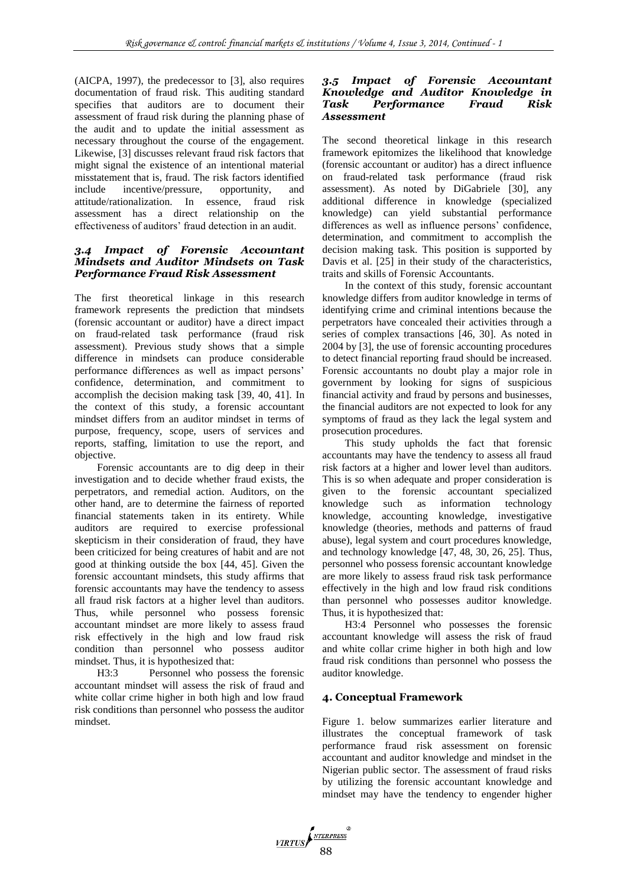(AICPA, 1997), the predecessor to [3], also requires documentation of fraud risk. This auditing standard specifies that auditors are to document their assessment of fraud risk during the planning phase of the audit and to update the initial assessment as necessary throughout the course of the engagement. Likewise, [3] discusses relevant fraud risk factors that might signal the existence of an intentional material misstatement that is, fraud. The risk factors identified include incentive/pressure, opportunity, and attitude/rationalization. In essence, fraud risk assessment has a direct relationship on the effectiveness of auditors' fraud detection in an audit.

### *3.4 Impact of Forensic Accountant Mindsets and Auditor Mindsets on Task Performance Fraud Risk Assessment*

The first theoretical linkage in this research framework represents the prediction that mindsets (forensic accountant or auditor) have a direct impact on fraud-related task performance (fraud risk assessment). Previous study shows that a simple difference in mindsets can produce considerable performance differences as well as impact persons' confidence, determination, and commitment to accomplish the decision making task [39, 40, 41]. In the context of this study, a forensic accountant mindset differs from an auditor mindset in terms of purpose, frequency, scope, users of services and reports, staffing, limitation to use the report, and objective.

Forensic accountants are to dig deep in their investigation and to decide whether fraud exists, the perpetrators, and remedial action. Auditors, on the other hand, are to determine the fairness of reported financial statements taken in its entirety. While auditors are required to exercise professional skepticism in their consideration of fraud, they have been criticized for being creatures of habit and are not good at thinking outside the box [44, 45]. Given the forensic accountant mindsets, this study affirms that forensic accountants may have the tendency to assess all fraud risk factors at a higher level than auditors. Thus, while personnel who possess forensic accountant mindset are more likely to assess fraud risk effectively in the high and low fraud risk condition than personnel who possess auditor mindset. Thus, it is hypothesized that:

H3:3 Personnel who possess the forensic accountant mindset will assess the risk of fraud and white collar crime higher in both high and low fraud risk conditions than personnel who possess the auditor mindset.

### *3.5 Impact of Forensic Accountant Knowledge and Auditor Knowledge in Task Performance Fraud Risk Assessment*

The second theoretical linkage in this research framework epitomizes the likelihood that knowledge (forensic accountant or auditor) has a direct influence on fraud-related task performance (fraud risk assessment). As noted by DiGabriele [30], any additional difference in knowledge (specialized knowledge) can yield substantial performance differences as well as influence persons' confidence, determination, and commitment to accomplish the decision making task. This position is supported by Davis et al. [25] in their study of the characteristics, traits and skills of Forensic Accountants.

In the context of this study, forensic accountant knowledge differs from auditor knowledge in terms of identifying crime and criminal intentions because the perpetrators have concealed their activities through a series of complex transactions [46, 30]. As noted in 2004 by [3], the use of forensic accounting procedures to detect financial reporting fraud should be increased. Forensic accountants no doubt play a major role in government by looking for signs of suspicious financial activity and fraud by persons and businesses, the financial auditors are not expected to look for any symptoms of fraud as they lack the legal system and prosecution procedures.

This study upholds the fact that forensic accountants may have the tendency to assess all fraud risk factors at a higher and lower level than auditors. This is so when adequate and proper consideration is given to the forensic accountant specialized knowledge such as information technology knowledge, accounting knowledge, investigative knowledge (theories, methods and patterns of fraud abuse), legal system and court procedures knowledge, and technology knowledge [47, 48, 30, 26, 25]. Thus, personnel who possess forensic accountant knowledge are more likely to assess fraud risk task performance effectively in the high and low fraud risk conditions than personnel who possesses auditor knowledge. Thus, it is hypothesized that:

H3:4 Personnel who possesses the forensic accountant knowledge will assess the risk of fraud and white collar crime higher in both high and low fraud risk conditions than personnel who possess the auditor knowledge.

## 4. Conceptual Framework

Figure 1. below summarizes earlier literature and illustrates the conceptual framework of task performance fraud risk assessment on forensic accountant and auditor knowledge and mindset in the Nigerian public sector. The assessment of fraud risks by utilizing the forensic accountant knowledge and mindset may have the tendency to engender higher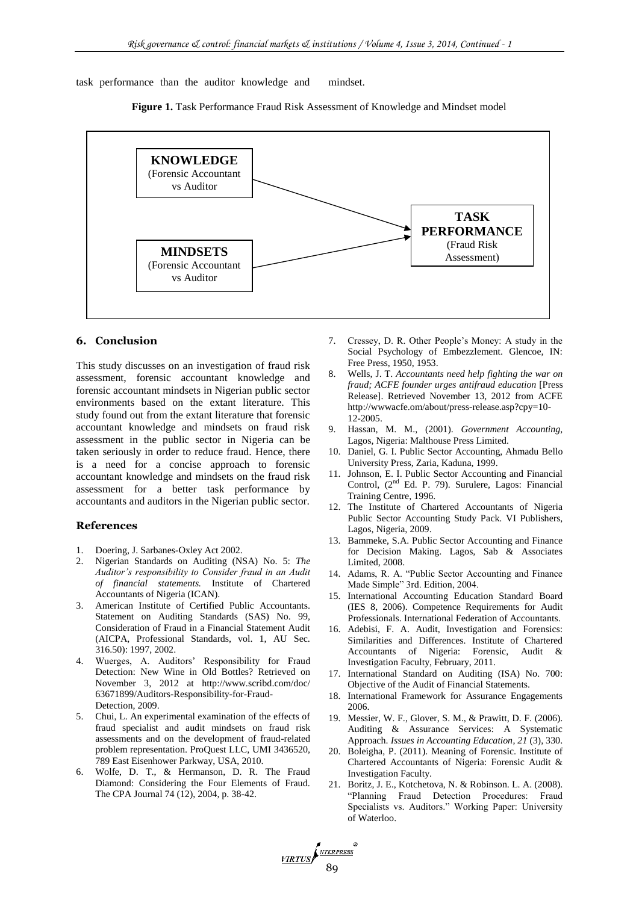task performance than the auditor knowledge and mindset.

**Figure 1.** Task Performance Fraud Risk Assessment of Knowledge and Mindset model

**KNOWLEDGE**
(Forensic Accountant vs Auditor

**MINDSETS**
(Forensic Accountant vs Auditor

**TASK PERFORMANCE**
(Fraud Risk Assessment)

## 6. Conclusion

This study discusses on an investigation of fraud risk assessment, forensic accountant knowledge and forensic accountant mindsets in Nigerian public sector environments based on the extant literature. This study found out from the extant literature that forensic accountant knowledge and mindsets on fraud risk assessment in the public sector in Nigeria can be taken seriously in order to reduce fraud. Hence, there is a need for a concise approach to forensic accountant knowledge and mindsets on the fraud risk assessment for a better task performance by accountants and auditors in the Nigerian public sector.

## References

1. Doering, J. Sarbanes-Oxley Act 2002.
2. Nigerian Standards on Auditing (NSA) No. 5: *The Auditor's responsibility to Consider fraud in an Audit of financial statements.* Institute of Chartered Accountants of Nigeria (ICAN).
3. American Institute of Certified Public Accountants. Statement on Auditing Standards (SAS) No. 99, Consideration of Fraud in a Financial Statement Audit (AICPA, Professional Standards, vol. 1, AU Sec. 316.50): 1997, 2002.
4. Wuerges, A. Auditors' Responsibility for Fraud Detection: New Wine in Old Bottles? Retrieved on November 3, 2012 at http://www.scribd.com/doc/63671899/Auditors-Responsibility-for-Fraud-Detection, 2009.
5. Chui, L. An experimental examination of the effects of fraud specialist and audit mindsets on fraud risk assessments and on the development of fraud-related problem representation. ProQuest LLC, UMI 3436520, 789 East Eisenhower Parkway, USA, 2010.
6. Wolfe, D. T., & Hermanson, D. R. The Fraud Diamond: Considering the Four Elements of Fraud. The CPA Journal 74 (12), 2004, p. 38-42.
7. Cressey, D. R. Other People's Money: A study in the Social Psychology of Embezzlement. Glencoe, IN: Free Press, 1950, 1953.
8. Wells, J. T. *Accountants need help fighting the war on fraud; ACFE founder urges antifraud education* [Press Release]. Retrieved November 13, 2012 from ACFE http://wwwacfe.om/about/press-release.asp?cpy=10-12-2005.
9. Hassan, M. M., (2001). *Government Accounting*, Lagos, Nigeria: Malthouse Press Limited.
10. Daniel, G. I. Public Sector Accounting, Ahmadu Bello University Press, Zaria, Kaduna, 1999.
11. Johnson, E. I. Public Sector Accounting and Financial Control, (2[nd] Ed. P. 79). Surulere, Lagos: Financial Training Centre, 1996.
12. The Institute of Chartered Accountants of Nigeria Public Sector Accounting Study Pack. VI Publishers, Lagos, Nigeria, 2009.
13. Bammeke, S.A. Public Sector Accounting and Finance for Decision Making. Lagos, Sab & Associates Limited, 2008.
14. Adams, R. A. "Public Sector Accounting and Finance Made Simple" 3rd. Edition, 2004.
15. International Accounting Education Standard Board (IES 8, 2006). Competence Requirements for Audit Professionals. International Federation of Accountants.
16. Adebisi, F. A. Audit, Investigation and Forensics: Similarities and Differences. Institute of Chartered Accountants of Nigeria: Forensic, Audit & Investigation Faculty, February, 2011.
17. International Standard on Auditing (ISA) No. 700: Objective of the Audit of Financial Statements.
18. International Framework for Assurance Engagements 2006.
19. Messier, W. F., Glover, S. M., & Prawitt, D. F. (2006). Auditing & Assurance Services: A Systematic Approach. *Issues in Accounting Education, 21* (3), 330.
20. Boleigha, P. (2011). Meaning of Forensic. Institute of Chartered Accountants of Nigeria: Forensic Audit & Investigation Faculty.
21. Boritz, J. E., Kotchetova, N. & Robinson. L. A. (2008). "Planning Fraud Detection Procedures: Fraud Specialists vs. Auditors." Working Paper: University of Waterloo.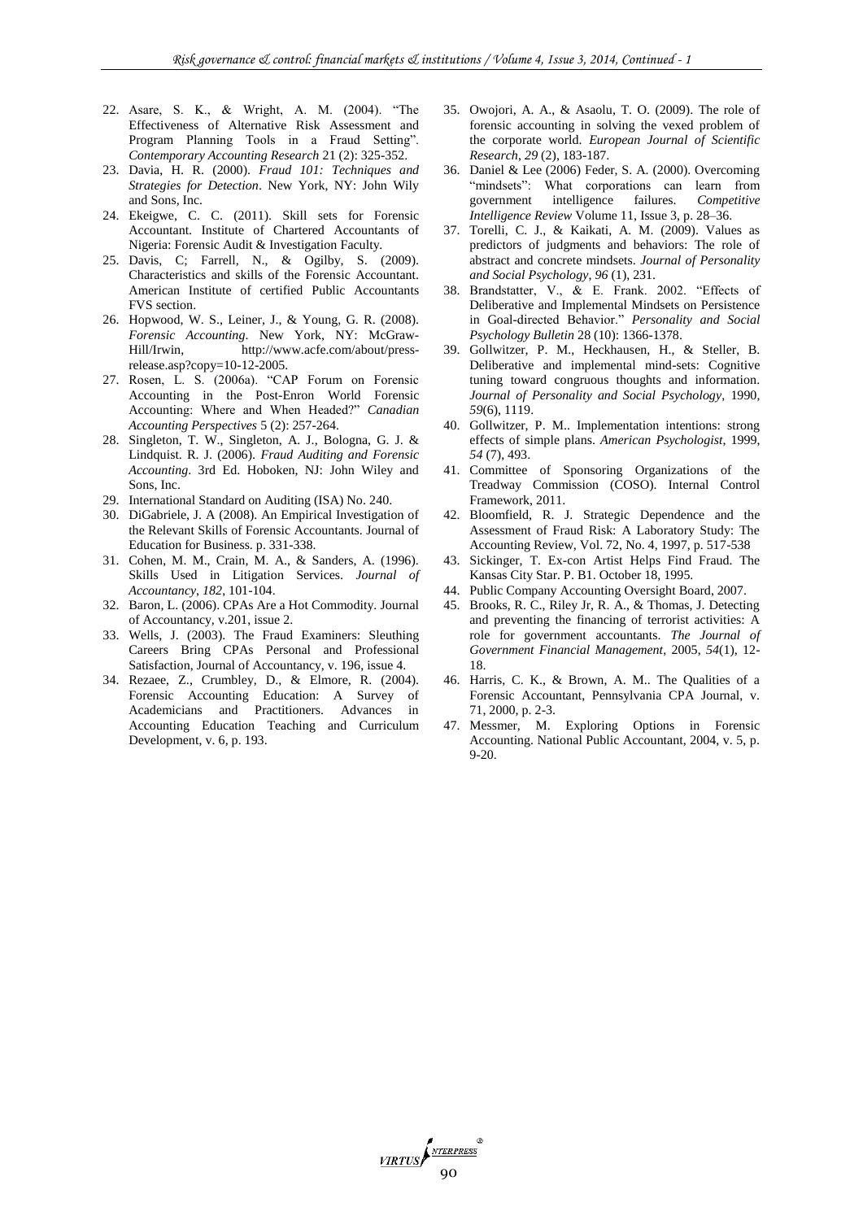22. Asare, S. K., & Wright, A. M. (2004). "The Effectiveness of Alternative Risk Assessment and Program Planning Tools in a Fraud Setting". *Contemporary Accounting Research* 21 (2): 325-352.
23. Davia, H. R. (2000). *Fraud 101: Techniques and Strategies for Detection*. New York, NY: John Wily and Sons, Inc.
24. Ekeigwe, C. C. (2011). Skill sets for Forensic Accountant. Institute of Chartered Accountants of Nigeria: Forensic Audit & Investigation Faculty.
25. Davis, C; Farrell, N., & Ogilby, S. (2009). Characteristics and skills of the Forensic Accountant. American Institute of certified Public Accountants FVS section.
26. Hopwood, W. S., Leiner, J., & Young, G. R. (2008). *Forensic Accounting*. New York, NY: McGraw-Hill/Irwin, http://www.acfe.com/about/press-release.asp?copy=10-12-2005.
27. Rosen, L. S. (2006a). "CAP Forum on Forensic Accounting in the Post-Enron World Forensic Accounting: Where and When Headed?" *Canadian Accounting Perspectives* 5 (2): 257-264.
28. Singleton, T. W., Singleton, A. J., Bologna, G. J. & Lindquist. R. J. (2006). *Fraud Auditing and Forensic Accounting*. 3rd Ed. Hoboken, NJ: John Wiley and Sons, Inc.
29. International Standard on Auditing (ISA) No. 240.
30. DiGabriele, J. A (2008). An Empirical Investigation of the Relevant Skills of Forensic Accountants. Journal of Education for Business. p. 331-338.
31. Cohen, M. M., Crain, M. A., & Sanders, A. (1996). Skills Used in Litigation Services. *Journal of Accountancy*, *182*, 101-104.
32. Baron, L. (2006). CPAs Are a Hot Commodity. Journal of Accountancy, v.201, issue 2.
33. Wells, J. (2003). The Fraud Examiners: Sleuthing Careers Bring CPAs Personal and Professional Satisfaction, Journal of Accountancy, v. 196, issue 4.
34. Rezaee, Z., Crumbley, D., & Elmore, R. (2004). Forensic Accounting Education: A Survey of Academicians and Practitioners. Advances in Accounting Education Teaching and Curriculum Development, v. 6, p. 193.
35. Owojori, A. A., & Asaolu, T. O. (2009). The role of forensic accounting in solving the vexed problem of the corporate world. *European Journal of Scientific Research*, *29* (2), 183-187.
36. Daniel & Lee (2006) Feder, S. A. (2000). Overcoming "mindsets": What corporations can learn from government intelligence failures. *Competitive Intelligence Review* Volume 11, Issue 3, p. 28–36.
37. Torelli, C. J., & Kaikati, A. M. (2009). Values as predictors of judgments and behaviors: The role of abstract and concrete mindsets. *Journal of Personality and Social Psychology*, *96* (1), 231.
38. Brandstatter, V., & E. Frank. 2002. "Effects of Deliberative and Implemental Mindsets on Persistence in Goal-directed Behavior." *Personality and Social Psychology Bulletin* 28 (10): 1366-1378.
39. Gollwitzer, P. M., Heckhausen, H., & Steller, B. Deliberative and implemental mind-sets: Cognitive tuning toward congruous thoughts and information. *Journal of Personality and Social Psychology*, 1990, *59*(6), 1119.
40. Gollwitzer, P. M.. Implementation intentions: strong effects of simple plans. *American Psychologist*, 1999, *54* (7), 493.
41. Committee of Sponsoring Organizations of the Treadway Commission (COSO). Internal Control Framework, 2011.
42. Bloomfield, R. J. Strategic Dependence and the Assessment of Fraud Risk: A Laboratory Study: The Accounting Review, Vol. 72, No. 4, 1997, p. 517-538
43. Sickinger, T. Ex-con Artist Helps Find Fraud. The Kansas City Star. P. B1. October 18, 1995.
44. Public Company Accounting Oversight Board, 2007.
45. Brooks, R. C., Riley Jr, R. A., & Thomas, J. Detecting and preventing the financing of terrorist activities: A role for government accountants. *The Journal of Government Financial Management*, 2005, *54*(1), 12-18.
46. Harris, C. K., & Brown, A. M.. The Qualities of a Forensic Accountant, Pennsylvania CPA Journal, v. 71, 2000, p. 2-3.
47. Messmer, M. Exploring Options in Forensic Accounting. National Public Accountant, 2004, v. 5, p. 9-20.